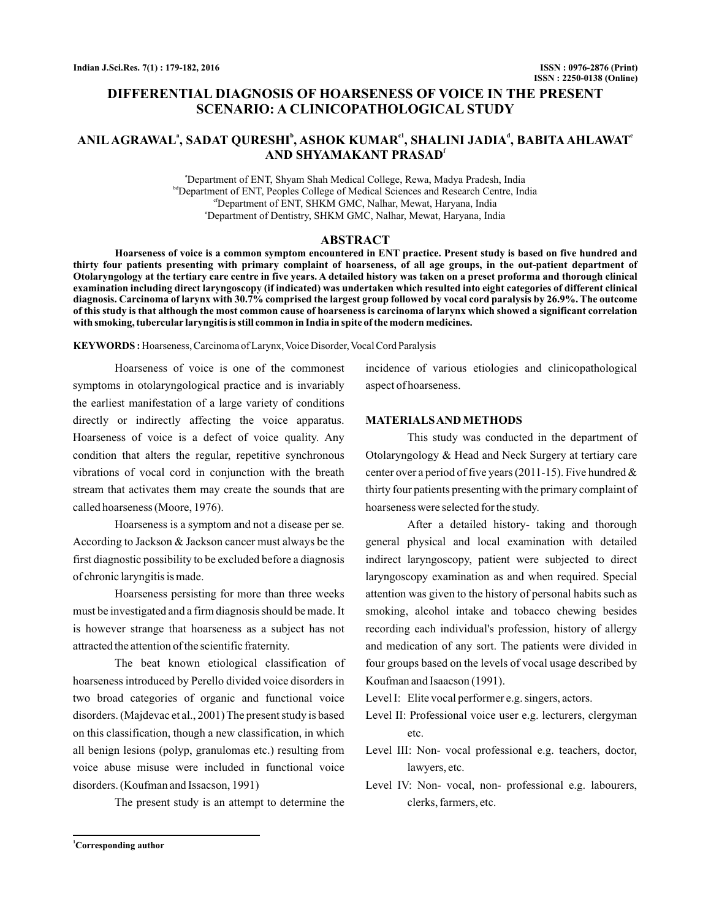# DIFFERENTIAL DIAGNOSIS OF HOARSENESS OF VOICE IN THE PRESENT SCENARIO: A CLINICOPATHOLOGICAL STUDY

**ANIL AGRAWAL[a], SADAT QURESHI[b], ASHOK KUMAR[c1], SHALINI JADIA[d], BABITA AHLAWAT[e] AND SHYAMAKANT PRASAD[f]**

[a]Department of ENT, Shyam Shah Medical College, Rewa, Madya Pradesh, India
[bd]Department of ENT, Peoples College of Medical Sciences and Research Centre, India
[cf]Department of ENT, SHKM GMC, Nalhar, Mewat, Haryana, India
[e]Department of Dentistry, SHKM GMC, Nalhar, Mewat, Haryana, India

## ABSTRACT

**Hoarseness of voice is a common symptom encountered in ENT practice. Present study is based on five hundred and thirty four patients presenting with primary complaint of hoarseness, of all age groups, in the out-patient department of Otolaryngology at the tertiary care centre in five years. A detailed history was taken on a preset proforma and thorough clinical examination including direct laryngoscopy (if indicated) was undertaken which resulted into eight categories of different clinical diagnosis. Carcinoma of larynx with 30.7% comprised the largest group followed by vocal cord paralysis by 26.9%. The outcome of this study is that although the most common cause of hoarseness is carcinoma of larynx which showed a significant correlation with smoking, tubercular laryngitis is still common in India in spite of the modern medicines.**

**KEYWORDS :** Hoarseness, Carcinoma of Larynx, Voice Disorder, Vocal Cord Paralysis

Hoarseness of voice is one of the commonest symptoms in otolaryngological practice and is invariably the earliest manifestation of a large variety of conditions directly or indirectly affecting the voice apparatus. Hoarseness of voice is a defect of voice quality. Any condition that alters the regular, repetitive synchronous vibrations of vocal cord in conjunction with the breath stream that activates them may create the sounds that are called hoarseness (Moore, 1976).

Hoarseness is a symptom and not a disease per se. According to Jackson & Jackson cancer must always be the first diagnostic possibility to be excluded before a diagnosis of chronic laryngitis is made.

Hoarseness persisting for more than three weeks must be investigated and a firm diagnosis should be made. It is however strange that hoarseness as a subject has not attracted the attention of the scientific fraternity.

The beat known etiological classification of hoarseness introduced by Perello divided voice disorders in two broad categories of organic and functional voice disorders. (Majdevac et al., 2001) The present study is based on this classification, though a new classification, in which all benign lesions (polyp, granulomas etc.) resulting from voice abuse misuse were included in functional voice disorders. (Koufman and Issacson, 1991)

The present study is an attempt to determine the incidence of various etiologies and clinicopathological aspect of hoarseness.

## MATERIALS AND METHODS

This study was conducted in the department of Otolaryngology & Head and Neck Surgery at tertiary care center over a period of five years (2011-15). Five hundred & thirty four patients presenting with the primary complaint of hoarseness were selected for the study.

After a detailed history- taking and thorough general physical and local examination with detailed indirect laryngoscopy, patient were subjected to direct laryngoscopy examination as and when required. Special attention was given to the history of personal habits such as smoking, alcohol intake and tobacco chewing besides recording each individual's profession, history of allergy and medication of any sort. The patients were divided in four groups based on the levels of vocal usage described by Koufman and Isaacson (1991).

- Level I: Elite vocal performer e.g. singers, actors.
- Level II: Professional voice user e.g. lecturers, clergyman etc.
- Level III: Non- vocal professional e.g. teachers, doctor, lawyers, etc.
- Level IV: Non- vocal, non- professional e.g. labourers, clerks, farmers, etc.

[1]Corresponding author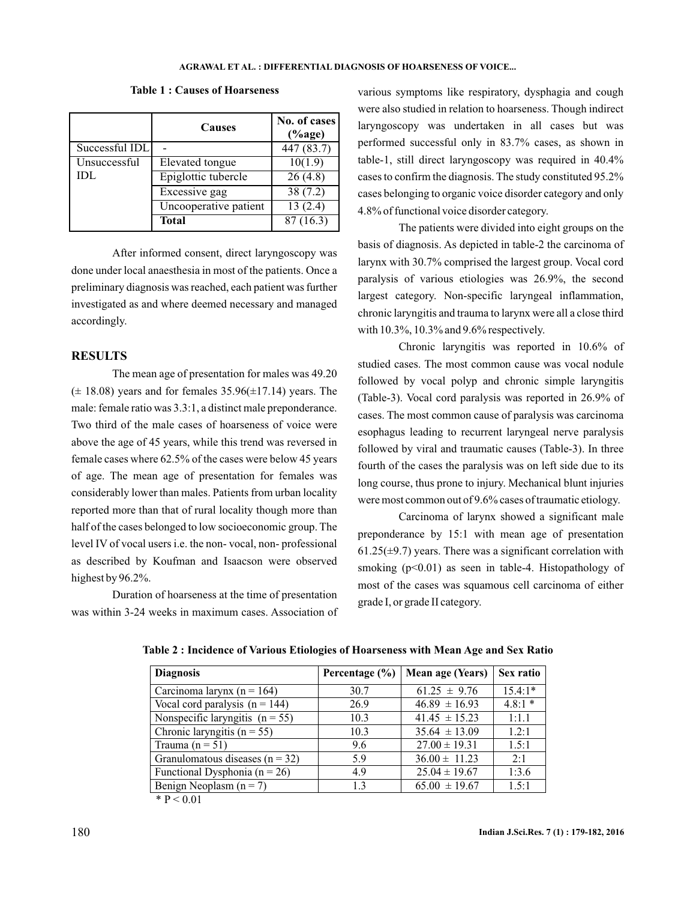**Table 1 : Causes of Hoarseness**

| | Causes | No. of cases (%age) |
|---|---|---|
| Successful IDL | - | 447 (83.7) |
| Unsuccessful IDL | Elevated tongue | 10(1.9) |
| | Epiglottic tubercle | 26 (4.8) |
| | Excessive gag | 38 (7.2) |
| | Uncooperative patient | 13 (2.4) |
| | **Total** | 87 (16.3) |

After informed consent, direct laryngoscopy was done under local anaesthesia in most of the patients. Once a preliminary diagnosis was reached, each patient was further investigated as and where deemed necessary and managed accordingly.

## RESULTS

The mean age of presentation for males was 49.20 (± 18.08) years and for females 35.96(±17.14) years. The male: female ratio was 3.3:1, a distinct male preponderance. Two third of the male cases of hoarseness of voice were above the age of 45 years, while this trend was reversed in female cases where 62.5% of the cases were below 45 years of age. The mean age of presentation for females was considerably lower than males. Patients from urban locality reported more than that of rural locality though more than half of the cases belonged to low socioeconomic group. The level IV of vocal users i.e. the non- vocal, non- professional as described by Koufman and Isaacson were observed highest by 96.2%.

Duration of hoarseness at the time of presentation was within 3-24 weeks in maximum cases. Association of various symptoms like respiratory, dysphagia and cough were also studied in relation to hoarseness. Though indirect laryngoscopy was undertaken in all cases but was performed successful only in 83.7% cases, as shown in table-1, still direct laryngoscopy was required in 40.4% cases to confirm the diagnosis. The study constituted 95.2% cases belonging to organic voice disorder category and only 4.8% of functional voice disorder category.

The patients were divided into eight groups on the basis of diagnosis. As depicted in table-2 the carcinoma of larynx with 30.7% comprised the largest group. Vocal cord paralysis of various etiologies was 26.9%, the second largest category. Non-specific laryngeal inflammation, chronic laryngitis and trauma to larynx were all a close third with 10.3%, 10.3% and 9.6% respectively.

Chronic laryngitis was reported in 10.6% of studied cases. The most common cause was vocal nodule followed by vocal polyp and chronic simple laryngitis (Table-3). Vocal cord paralysis was reported in 26.9% of cases. The most common cause of paralysis was carcinoma esophagus leading to recurrent laryngeal nerve paralysis followed by viral and traumatic causes (Table-3). In three fourth of the cases the paralysis was on left side due to its long course, thus prone to injury. Mechanical blunt injuries were most common out of 9.6% cases of traumatic etiology.

Carcinoma of larynx showed a significant male preponderance by 15:1 with mean age of presentation 61.25(±9.7) years. There was a significant correlation with smoking ($p<0.01$) as seen in table-4. Histopathology of most of the cases was squamous cell carcinoma of either grade I, or grade II category.

**Table 2 : Incidence of Various Etiologies of Hoarseness with Mean Age and Sex Ratio**

| Diagnosis | Percentage (%) | Mean age (Years) | Sex ratio |
|---|---|---|---|
| Carcinoma larynx (n = 164) | 30.7 | 61.25 ± 9.76 | 15.4:1* |
| Vocal cord paralysis (n = 144) | 26.9 | 46.89 ± 16.93 | 4.8:1 * |
| Nonspecific laryngitis (n = 55) | 10.3 | 41.45 ± 15.23 | 1:1.1 |
| Chronic laryngitis (n = 55) | 10.3 | 35.64 ± 13.09 | 1.2:1 |
| Trauma (n = 51) | 9.6 | 27.00 ± 19.31 | 1.5:1 |
| Granulomatous diseases (n = 32) | 5.9 | 36.00 ± 11.23 | 2:1 |
| Functional Dysphonia (n = 26) | 4.9 | 25.04 ± 19.67 | 1:3.6 |
| Benign Neoplasm (n = 7) | 1.3 | 65.00 ± 19.67 | 1.5:1 |

* $P < 0.01$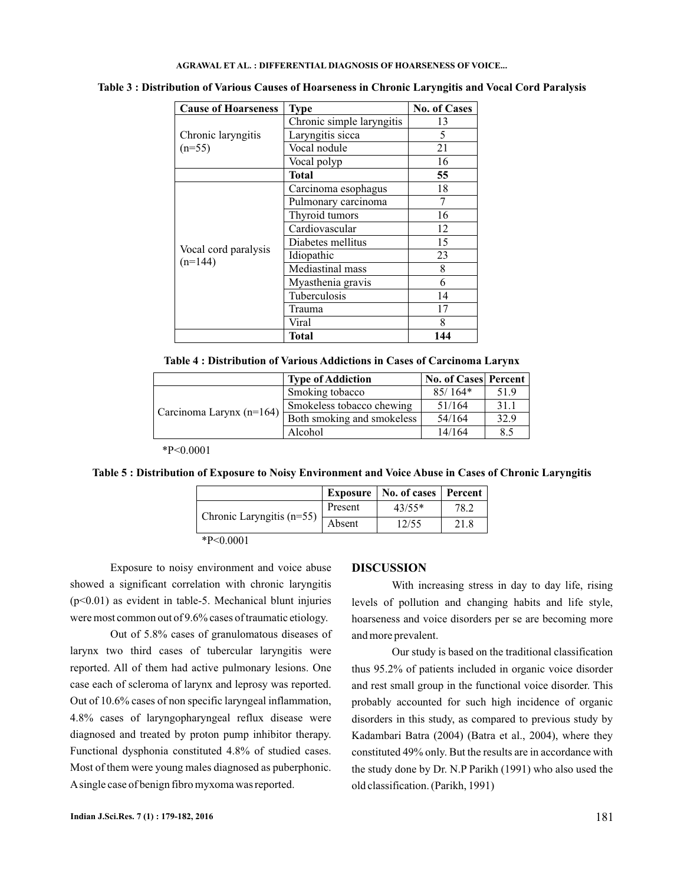**Table 3 : Distribution of Various Causes of Hoarseness in Chronic Laryngitis and Vocal Cord Paralysis**

| Cause of Hoarseness | Type | No. of Cases |
|---|---|---|
| Chronic laryngitis (n=55) | Chronic simple laryngitis | 13 |
| | Laryngitis sicca | 5 |
| | Vocal nodule | 21 |
| | Vocal polyp | 16 |
| | **Total** | **55** |
| Vocal cord paralysis (n=144) | Carcinoma esophagus | 18 |
| | Pulmonary carcinoma | 7 |
| | Thyroid tumors | 16 |
| | Cardiovascular | 12 |
| | Diabetes mellitus | 15 |
| | Idiopathic | 23 |
| | Mediastinal mass | 8 |
| | Myasthenia gravis | 6 |
| | Tuberculosis | 14 |
| | Trauma | 17 |
| | Viral | 8 |
| | **Total** | **144** |

**Table 4 : Distribution of Various Addictions in Cases of Carcinoma Larynx**

| | Type of Addiction | No. of Cases | Percent |
|---|---|---|---|
| Carcinoma Larynx (n=164) | Smoking tobacco | 85/ 164* | 51.9 |
| | Smokeless tobacco chewing | 51/164 | 31.1 |
| | Both smoking and smokeless | 54/164 | 32.9 |
| | Alcohol | 14/164 | 8.5 |

*P<0.0001

**Table 5 : Distribution of Exposure to Noisy Environment and Voice Abuse in Cases of Chronic Laryngitis**

| | Exposure | No. of cases | Percent |
|---|---|---|---|
| Chronic Laryngitis (n=55) | Present | 43/55* | 78.2 |
| | Absent | 12/55 | 21.8 |

*P<0.0001

Exposure to noisy environment and voice abuse showed a significant correlation with chronic laryngitis ($p<0.01$) as evident in table-5. Mechanical blunt injuries were most common out of 9.6% cases of traumatic etiology.

Out of 5.8% cases of granulomatous diseases of larynx two third cases of tubercular laryngitis were reported. All of them had active pulmonary lesions. One case each of scleroma of larynx and leprosy was reported. Out of 10.6% cases of non specific laryngeal inflammation, 4.8% cases of laryngopharyngeal reflux disease were diagnosed and treated by proton pump inhibitor therapy. Functional dysphonia constituted 4.8% of studied cases. Most of them were young males diagnosed as puberphonic. A single case of benign fibro myxoma was reported.

## DISCUSSION

With increasing stress in day to day life, rising levels of pollution and changing habits and life style, hoarseness and voice disorders per se are becoming more and more prevalent.

Our study is based on the traditional classification thus 95.2% of patients included in organic voice disorder and rest small group in the functional voice disorder. This probably accounted for such high incidence of organic disorders in this study, as compared to previous study by Kadambari Batra (2004) (Batra et al., 2004), where they constituted 49% only. But the results are in accordance with the study done by Dr. N.P Parikh (1991) who also used the old classification. (Parikh, 1991)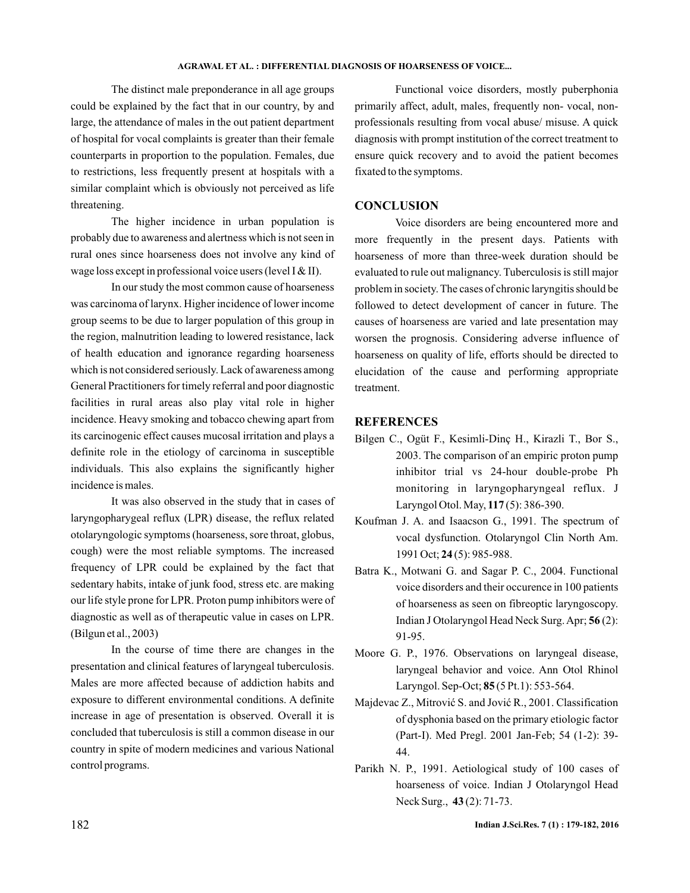The distinct male preponderance in all age groups could be explained by the fact that in our country, by and large, the attendance of males in the out patient department of hospital for vocal complaints is greater than their female counterparts in proportion to the population. Females, due to restrictions, less frequently present at hospitals with a similar complaint which is obviously not perceived as life threatening.

The higher incidence in urban population is probably due to awareness and alertness which is not seen in rural ones since hoarseness does not involve any kind of wage loss except in professional voice users (level I & II).

In our study the most common cause of hoarseness was carcinoma of larynx. Higher incidence of lower income group seems to be due to larger population of this group in the region, malnutrition leading to lowered resistance, lack of health education and ignorance regarding hoarseness which is not considered seriously. Lack of awareness among General Practitioners for timely referral and poor diagnostic facilities in rural areas also play vital role in higher incidence. Heavy smoking and tobacco chewing apart from its carcinogenic effect causes mucosal irritation and plays a definite role in the etiology of carcinoma in susceptible individuals. This also explains the significantly higher incidence is males.

It was also observed in the study that in cases of laryngopharygeal reflux (LPR) disease, the reflux related otolaryngologic symptoms (hoarseness, sore throat, globus, cough) were the most reliable symptoms. The increased frequency of LPR could be explained by the fact that sedentary habits, intake of junk food, stress etc. are making our life style prone for LPR. Proton pump inhibitors were of diagnostic as well as of therapeutic value in cases on LPR. (Bilgun et al., 2003)

In the course of time there are changes in the presentation and clinical features of laryngeal tuberculosis. Males are more affected because of addiction habits and exposure to different environmental conditions. A definite increase in age of presentation is observed. Overall it is concluded that tuberculosis is still a common disease in our country in spite of modern medicines and various National control programs.

Functional voice disorders, mostly puberphonia primarily affect, adult, males, frequently non- vocal, non-professionals resulting from vocal abuse/ misuse. A quick diagnosis with prompt institution of the correct treatment to ensure quick recovery and to avoid the patient becomes fixated to the symptoms.

## CONCLUSION

Voice disorders are being encountered more and more frequently in the present days. Patients with hoarseness of more than three-week duration should be evaluated to rule out malignancy. Tuberculosis is still major problem in society. The cases of chronic laryngitis should be followed to detect development of cancer in future. The causes of hoarseness are varied and late presentation may worsen the prognosis. Considering adverse influence of hoarseness on quality of life, efforts should be directed to elucidation of the cause and performing appropriate treatment.

## REFERENCES

Bilgen C., Ogüt F., Kesimli-Dinç H., Kirazli T., Bor S., 2003. The comparison of an empiric proton pump inhibitor trial vs 24-hour double-probe Ph monitoring in laryngopharyngeal reflux. J Laryngol Otol. May, **117** (5): 386-390.

Koufman J. A. and Isaacson G., 1991. The spectrum of vocal dysfunction. Otolaryngol Clin North Am. 1991 Oct; **24** (5): 985-988.

Batra K., Motwani G. and Sagar P. C., 2004. Functional voice disorders and their occurence in 100 patients of hoarseness as seen on fibreoptic laryngoscopy. Indian J Otolaryngol Head Neck Surg. Apr; **56** (2): 91-95.

Moore G. P., 1976. Observations on laryngeal disease, laryngeal behavior and voice. Ann Otol Rhinol Laryngol. Sep-Oct; **85** (5 Pt.1): 553-564.

Majdevac Z., Mitrović S. and Jović R., 2001. Classification of dysphonia based on the primary etiologic factor (Part-I). Med Pregl. 2001 Jan-Feb; 54 (1-2): 39-44.

Parikh N. P., 1991. Aetiological study of 100 cases of hoarseness of voice. Indian J Otolaryngol Head Neck Surg., **43** (2): 71-73.